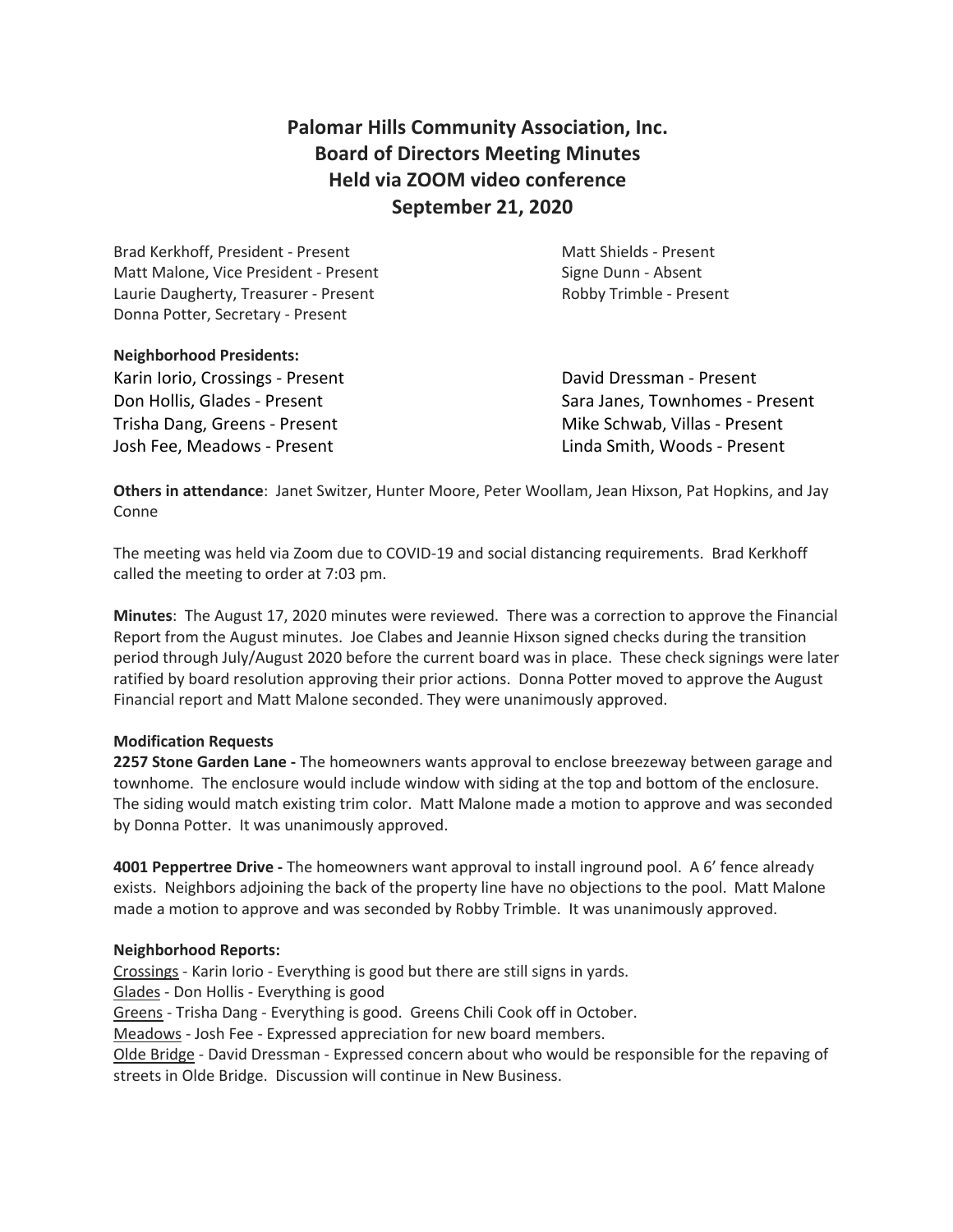# Palomar Hills Community Association, Inc.
## Board of Directors Meeting Minutes
## Held via ZOOM video conference
## September 21, 2020

Brad Kerkhoff, President - Present
Matt Malone, Vice President - Present
Laurie Daugherty, Treasurer - Present
Donna Potter, Secretary - Present
Matt Shields - Present
Signe Dunn - Absent
Robby Trimble - Present

**Neighborhood Presidents:**

Karin Iorio, Crossings - Present
Don Hollis, Glades - Present
Trisha Dang, Greens - Present
Josh Fee, Meadows - Present
David Dressman - Present
Sara Janes, Townhomes - Present
Mike Schwab, Villas - Present
Linda Smith, Woods - Present

**Others in attendance**: Janet Switzer, Hunter Moore, Peter Woollam, Jean Hixson, Pat Hopkins, and Jay Conne

The meeting was held via Zoom due to COVID-19 and social distancing requirements. Brad Kerkhoff called the meeting to order at 7:03 pm.

**Minutes**: The August 17, 2020 minutes were reviewed. There was a correction to approve the Financial Report from the August minutes. Joe Clabes and Jeannie Hixson signed checks during the transition period through July/August 2020 before the current board was in place. These check signings were later ratified by board resolution approving their prior actions. Donna Potter moved to approve the August Financial report and Matt Malone seconded. They were unanimously approved.

**Modification Requests**

**2257 Stone Garden Lane -** The homeowners wants approval to enclose breezeway between garage and townhome. The enclosure would include window with siding at the top and bottom of the enclosure. The siding would match existing trim color. Matt Malone made a motion to approve and was seconded by Donna Potter. It was unanimously approved.

**4001 Peppertree Drive -** The homeowners want approval to install inground pool. A 6' fence already exists. Neighbors adjoining the back of the property line have no objections to the pool. Matt Malone made a motion to approve and was seconded by Robby Trimble. It was unanimously approved.

**Neighborhood Reports:**

<u>Crossings</u> - Karin Iorio - Everything is good but there are still signs in yards.
<u>Glades</u> - Don Hollis - Everything is good
<u>Greens</u> - Trisha Dang - Everything is good. Greens Chili Cook off in October.
<u>Meadows</u> - Josh Fee - Expressed appreciation for new board members.
<u>Olde Bridge</u> - David Dressman - Expressed concern about who would be responsible for the repaving of streets in Olde Bridge. Discussion will continue in New Business.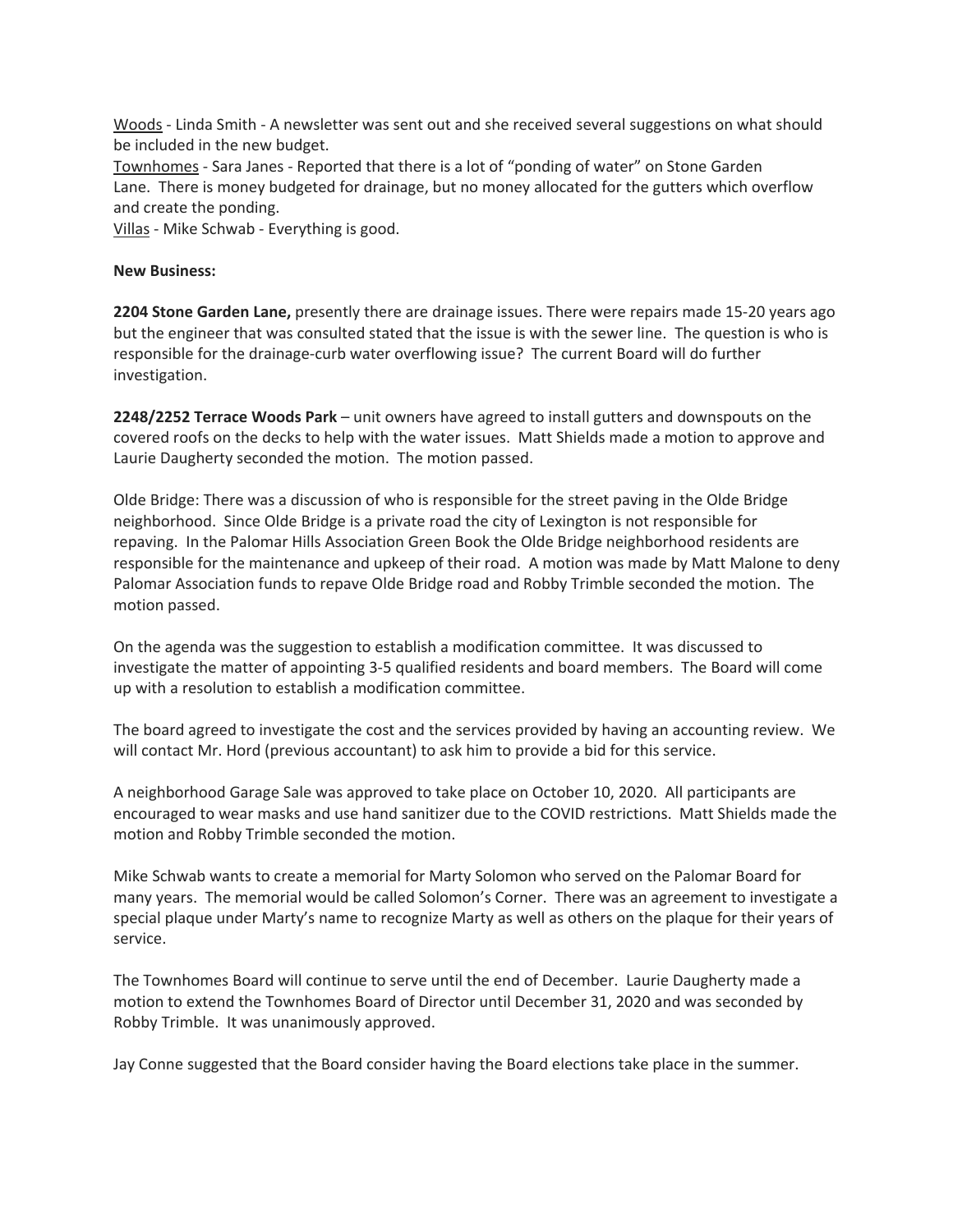<u>Woods</u> - Linda Smith - A newsletter was sent out and she received several suggestions on what should be included in the new budget.
<u>Townhomes</u> - Sara Janes - Reported that there is a lot of "ponding of water" on Stone Garden Lane. There is money budgeted for drainage, but no money allocated for the gutters which overflow and create the ponding.
<u>Villas</u> - Mike Schwab - Everything is good.

**New Business:**

**2204 Stone Garden Lane,** presently there are drainage issues. There were repairs made 15-20 years ago but the engineer that was consulted stated that the issue is with the sewer line. The question is who is responsible for the drainage-curb water overflowing issue? The current Board will do further investigation.

**2248/2252 Terrace Woods Park** – unit owners have agreed to install gutters and downspouts on the covered roofs on the decks to help with the water issues. Matt Shields made a motion to approve and Laurie Daugherty seconded the motion. The motion passed.

Olde Bridge: There was a discussion of who is responsible for the street paving in the Olde Bridge neighborhood. Since Olde Bridge is a private road the city of Lexington is not responsible for repaving. In the Palomar Hills Association Green Book the Olde Bridge neighborhood residents are responsible for the maintenance and upkeep of their road. A motion was made by Matt Malone to deny Palomar Association funds to repave Olde Bridge road and Robby Trimble seconded the motion. The motion passed.

On the agenda was the suggestion to establish a modification committee. It was discussed to investigate the matter of appointing 3-5 qualified residents and board members. The Board will come up with a resolution to establish a modification committee.

The board agreed to investigate the cost and the services provided by having an accounting review. We will contact Mr. Hord (previous accountant) to ask him to provide a bid for this service.

A neighborhood Garage Sale was approved to take place on October 10, 2020. All participants are encouraged to wear masks and use hand sanitizer due to the COVID restrictions. Matt Shields made the motion and Robby Trimble seconded the motion.

Mike Schwab wants to create a memorial for Marty Solomon who served on the Palomar Board for many years. The memorial would be called Solomon's Corner. There was an agreement to investigate a special plaque under Marty's name to recognize Marty as well as others on the plaque for their years of service.

The Townhomes Board will continue to serve until the end of December. Laurie Daugherty made a motion to extend the Townhomes Board of Director until December 31, 2020 and was seconded by Robby Trimble. It was unanimously approved.

Jay Conne suggested that the Board consider having the Board elections take place in the summer.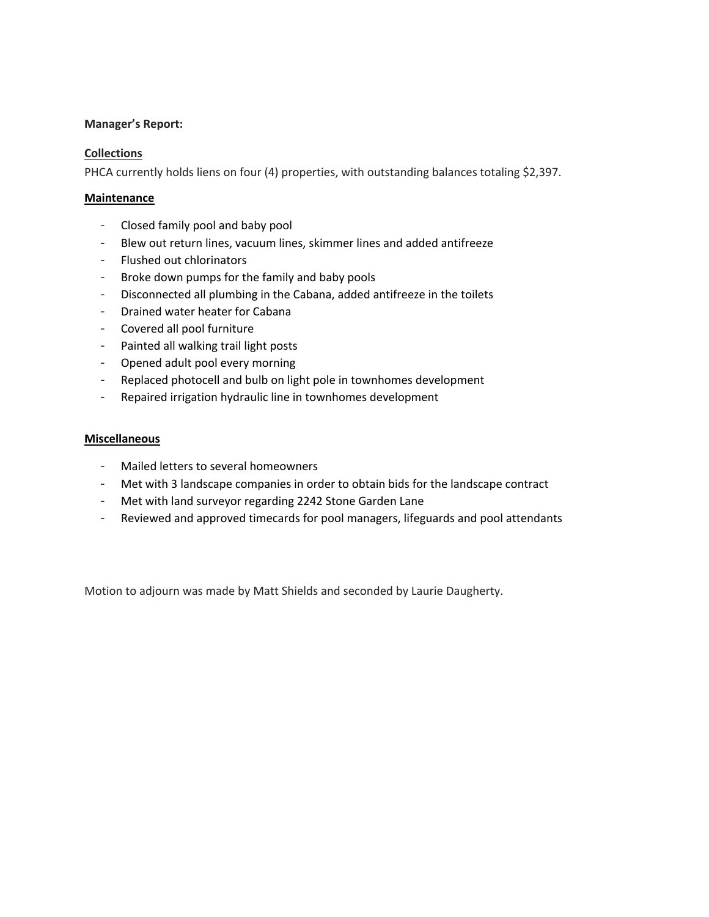**Manager's Report:**

**Collections**

PHCA currently holds liens on four (4) properties, with outstanding balances totaling $2,397.

**Maintenance**

- Closed family pool and baby pool
- Blew out return lines, vacuum lines, skimmer lines and added antifreeze
- Flushed out chlorinators
- Broke down pumps for the family and baby pools
- Disconnected all plumbing in the Cabana, added antifreeze in the toilets
- Drained water heater for Cabana
- Covered all pool furniture
- Painted all walking trail light posts
- Opened adult pool every morning
- Replaced photocell and bulb on light pole in townhomes development
- Repaired irrigation hydraulic line in townhomes development

**Miscellaneous**

- Mailed letters to several homeowners
- Met with 3 landscape companies in order to obtain bids for the landscape contract
- Met with land surveyor regarding 2242 Stone Garden Lane
- Reviewed and approved timecards for pool managers, lifeguards and pool attendants

Motion to adjourn was made by Matt Shields and seconded by Laurie Daugherty.